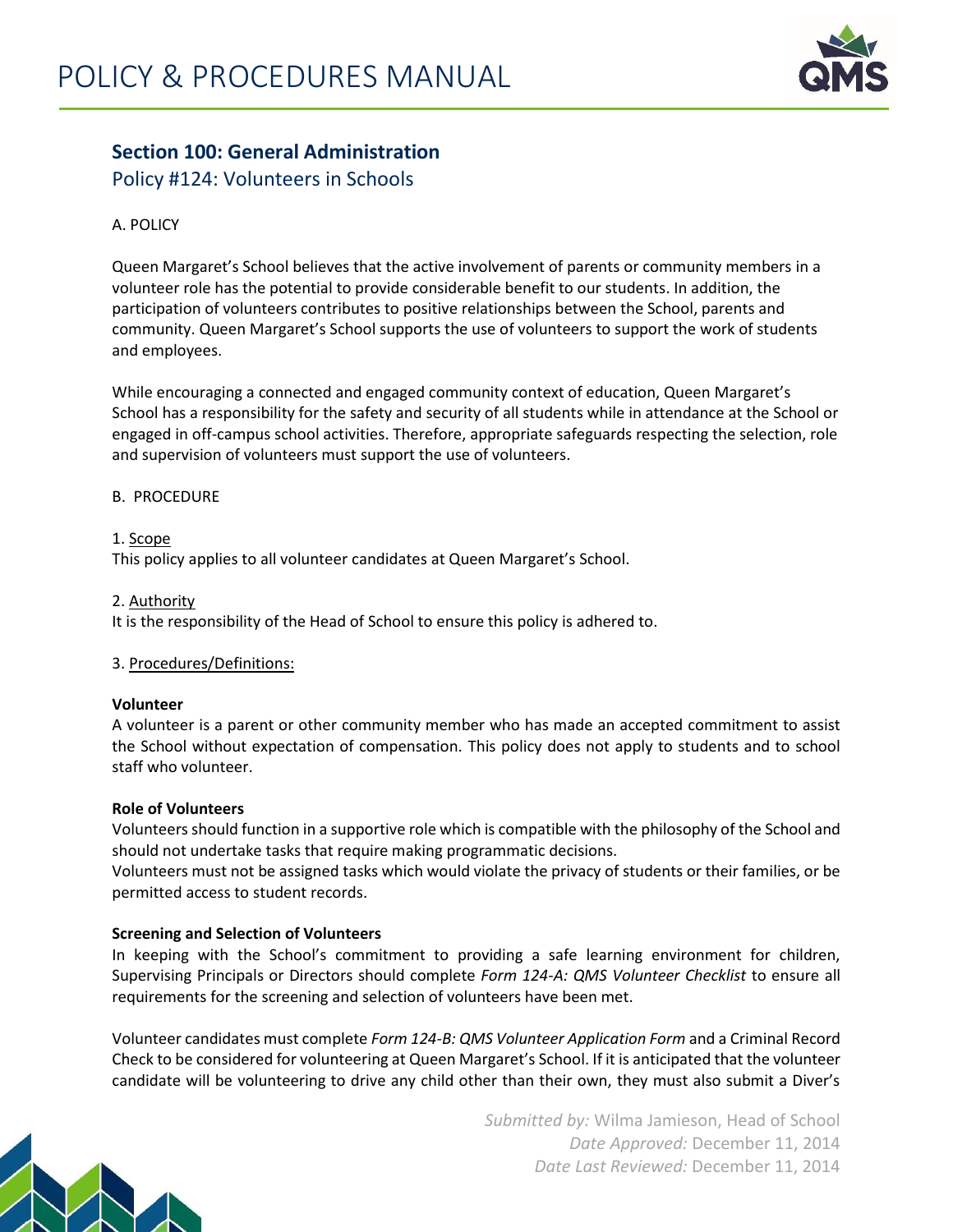# POLICY & PROCEDURES MANUAL

## Section 100: General Administration

### Policy #124: Volunteers in Schools

A. POLICY

Queen Margaret's School believes that the active involvement of parents or community members in a volunteer role has the potential to provide considerable benefit to our students. In addition, the participation of volunteers contributes to positive relationships between the School, parents and community. Queen Margaret's School supports the use of volunteers to support the work of students and employees.

While encouraging a connected and engaged community context of education, Queen Margaret's School has a responsibility for the safety and security of all students while in attendance at the School or engaged in off-campus school activities. Therefore, appropriate safeguards respecting the selection, role and supervision of volunteers must support the use of volunteers.

B. PROCEDURE

1. Scope

This policy applies to all volunteer candidates at Queen Margaret's School.

2. Authority

It is the responsibility of the Head of School to ensure this policy is adhered to.

3. Procedures/Definitions:

**Volunteer**

A volunteer is a parent or other community member who has made an accepted commitment to assist the School without expectation of compensation. This policy does not apply to students and to school staff who volunteer.

**Role of Volunteers**

Volunteers should function in a supportive role which is compatible with the philosophy of the School and should not undertake tasks that require making programmatic decisions.

Volunteers must not be assigned tasks which would violate the privacy of students or their families, or be permitted access to student records.

**Screening and Selection of Volunteers**

In keeping with the School's commitment to providing a safe learning environment for children, Supervising Principals or Directors should complete *Form 124-A: QMS Volunteer Checklist* to ensure all requirements for the screening and selection of volunteers have been met.

Volunteer candidates must complete *Form 124-B: QMS Volunteer Application Form* and a Criminal Record Check to be considered for volunteering at Queen Margaret's School. If it is anticipated that the volunteer candidate will be volunteering to drive any child other than their own, they must also submit a Diver's

*Submitted by:* Wilma Jamieson, Head of School
*Date Approved:* December 11, 2014
*Date Last Reviewed:* December 11, 2014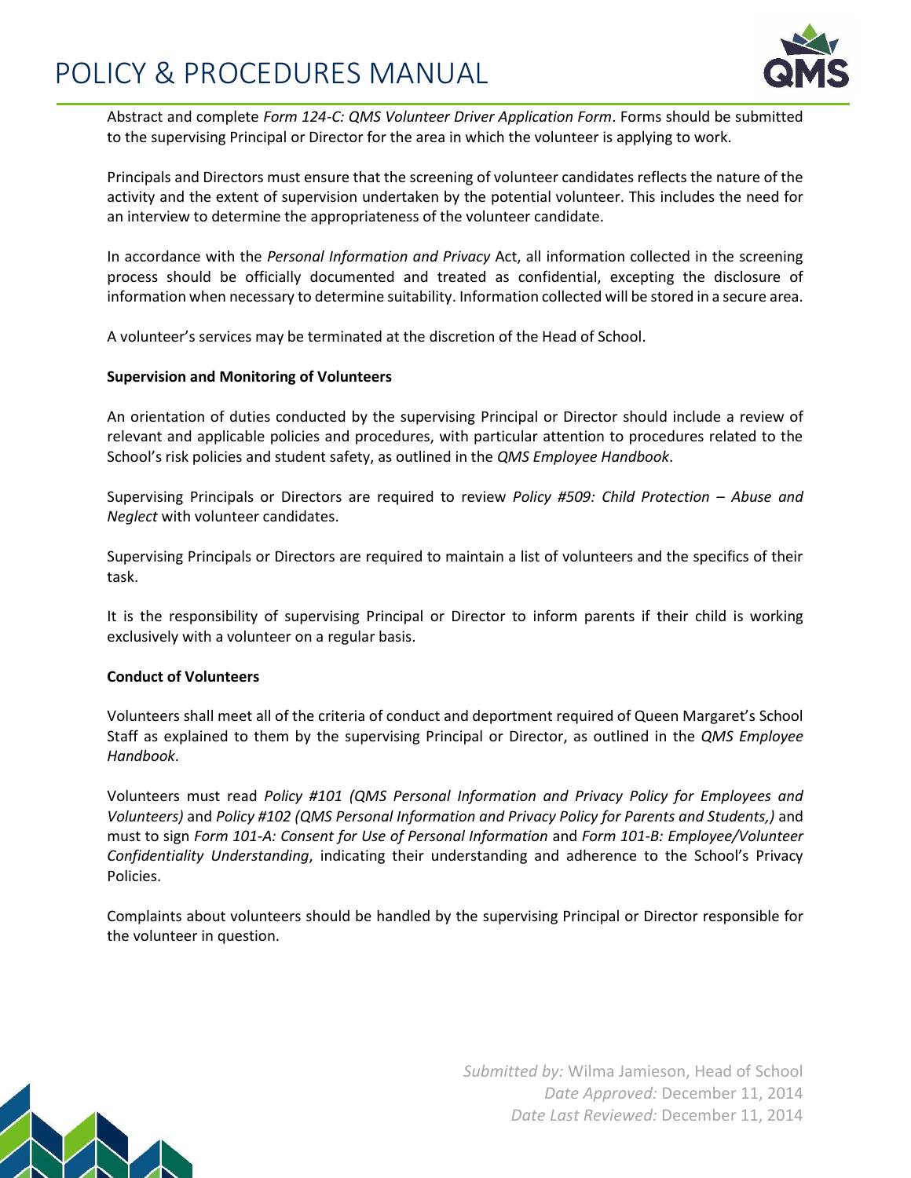Abstract and complete *Form 124-C: QMS Volunteer Driver Application Form*. Forms should be submitted to the supervising Principal or Director for the area in which the volunteer is applying to work.

Principals and Directors must ensure that the screening of volunteer candidates reflects the nature of the activity and the extent of supervision undertaken by the potential volunteer. This includes the need for an interview to determine the appropriateness of the volunteer candidate.

In accordance with the *Personal Information and Privacy* Act, all information collected in the screening process should be officially documented and treated as confidential, excepting the disclosure of information when necessary to determine suitability. Information collected will be stored in a secure area.

A volunteer's services may be terminated at the discretion of the Head of School.

**Supervision and Monitoring of Volunteers**

An orientation of duties conducted by the supervising Principal or Director should include a review of relevant and applicable policies and procedures, with particular attention to procedures related to the School's risk policies and student safety, as outlined in the *QMS Employee Handbook*.

Supervising Principals or Directors are required to review *Policy #509: Child Protection – Abuse and Neglect* with volunteer candidates.

Supervising Principals or Directors are required to maintain a list of volunteers and the specifics of their task.

It is the responsibility of supervising Principal or Director to inform parents if their child is working exclusively with a volunteer on a regular basis.

**Conduct of Volunteers**

Volunteers shall meet all of the criteria of conduct and deportment required of Queen Margaret's School Staff as explained to them by the supervising Principal or Director, as outlined in the *QMS Employee Handbook*.

Volunteers must read *Policy #101 (QMS Personal Information and Privacy Policy for Employees and Volunteers)* and *Policy #102 (QMS Personal Information and Privacy Policy for Parents and Students,)* and must to sign *Form 101-A: Consent for Use of Personal Information* and *Form 101-B: Employee/Volunteer Confidentiality Understanding*, indicating their understanding and adherence to the School's Privacy Policies.

Complaints about volunteers should be handled by the supervising Principal or Director responsible for the volunteer in question.

*Submitted by:* Wilma Jamieson, Head of School
*Date Approved:* December 11, 2014
*Date Last Reviewed:* December 11, 2014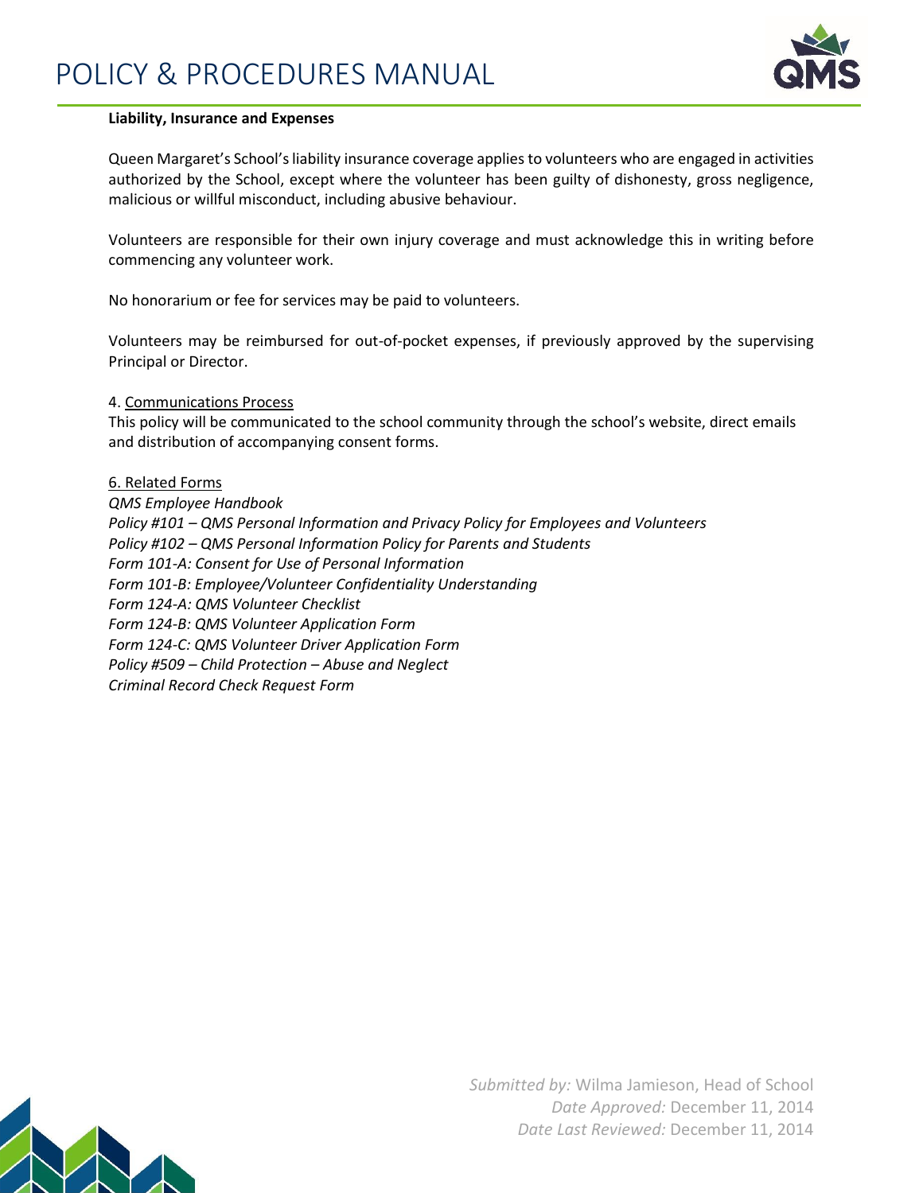**Liability, Insurance and Expenses**

Queen Margaret's School's liability insurance coverage applies to volunteers who are engaged in activities authorized by the School, except where the volunteer has been guilty of dishonesty, gross negligence, malicious or willful misconduct, including abusive behaviour.

Volunteers are responsible for their own injury coverage and must acknowledge this in writing before commencing any volunteer work.

No honorarium or fee for services may be paid to volunteers.

Volunteers may be reimbursed for out-of-pocket expenses, if previously approved by the supervising Principal or Director.

4. Communications Process

This policy will be communicated to the school community through the school's website, direct emails and distribution of accompanying consent forms.

6. Related Forms

*QMS Employee Handbook*
*Policy #101 – QMS Personal Information and Privacy Policy for Employees and Volunteers*
*Policy #102 – QMS Personal Information Policy for Parents and Students*
*Form 101-A: Consent for Use of Personal Information*
*Form 101-B: Employee/Volunteer Confidentiality Understanding*
*Form 124-A: QMS Volunteer Checklist*
*Form 124-B: QMS Volunteer Application Form*
*Form 124-C: QMS Volunteer Driver Application Form*
*Policy #509 – Child Protection – Abuse and Neglect*
*Criminal Record Check Request Form*

*Submitted by:* Wilma Jamieson, Head of School
*Date Approved:* December 11, 2014
*Date Last Reviewed:* December 11, 2014